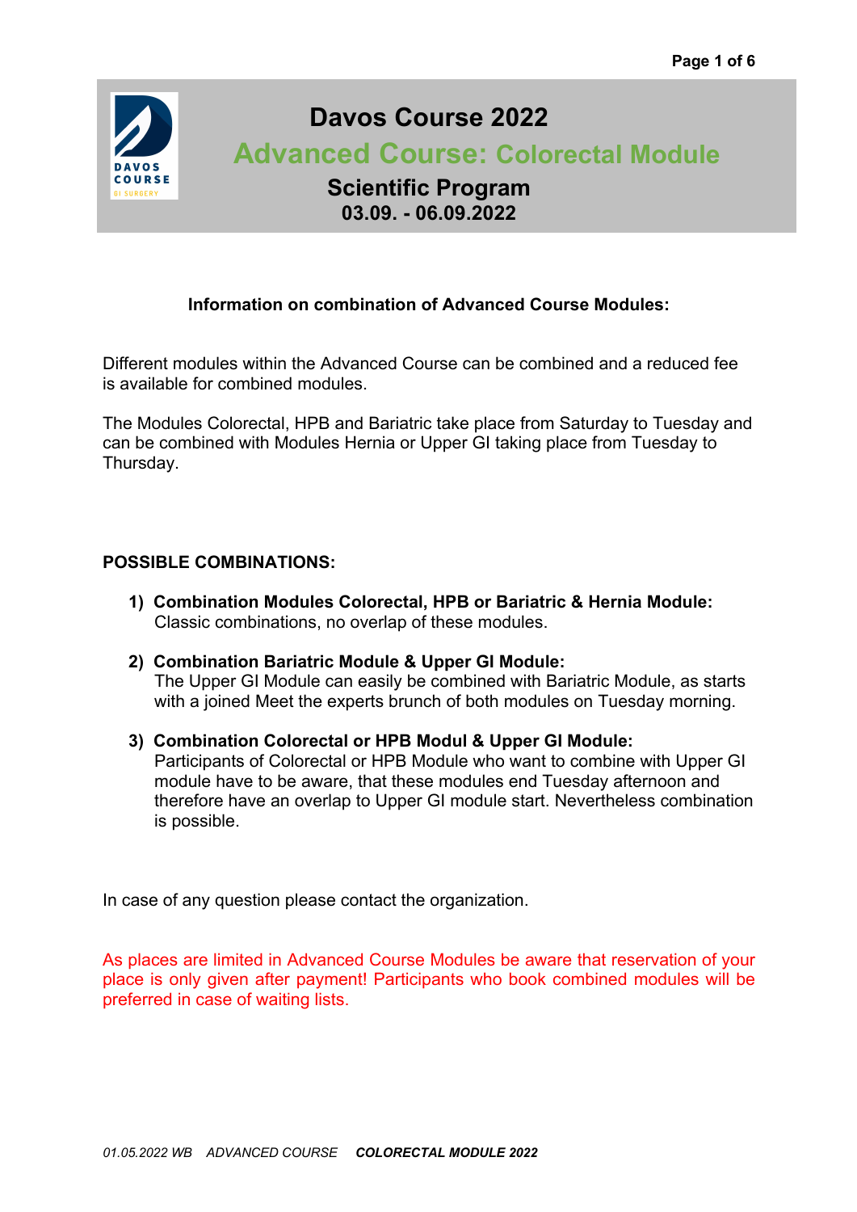# Davos Course 2022

## Advanced Course: Colorectal Module

### Scientific Program

**03.09. - 06.09.2022**

**Information on combination of Advanced Course Modules:**

Different modules within the Advanced Course can be combined and a reduced fee is available for combined modules.

The Modules Colorectal, HPB and Bariatric take place from Saturday to Tuesday and can be combined with Modules Hernia or Upper GI taking place from Tuesday to Thursday.

**POSSIBLE COMBINATIONS:**

1) **Combination Modules Colorectal, HPB or Bariatric & Hernia Module:**
   Classic combinations, no overlap of these modules.

2) **Combination Bariatric Module & Upper GI Module:**
   The Upper GI Module can easily be combined with Bariatric Module, as starts with a joined Meet the experts brunch of both modules on Tuesday morning.

3) **Combination Colorectal or HPB Modul & Upper GI Module:**
   Participants of Colorectal or HPB Module who want to combine with Upper GI module have to be aware, that these modules end Tuesday afternoon and therefore have an overlap to Upper GI module start. Nevertheless combination is possible.

In case of any question please contact the organization.

As places are limited in Advanced Course Modules be aware that reservation of your place is only given after payment! Participants who book combined modules will be preferred in case of waiting lists.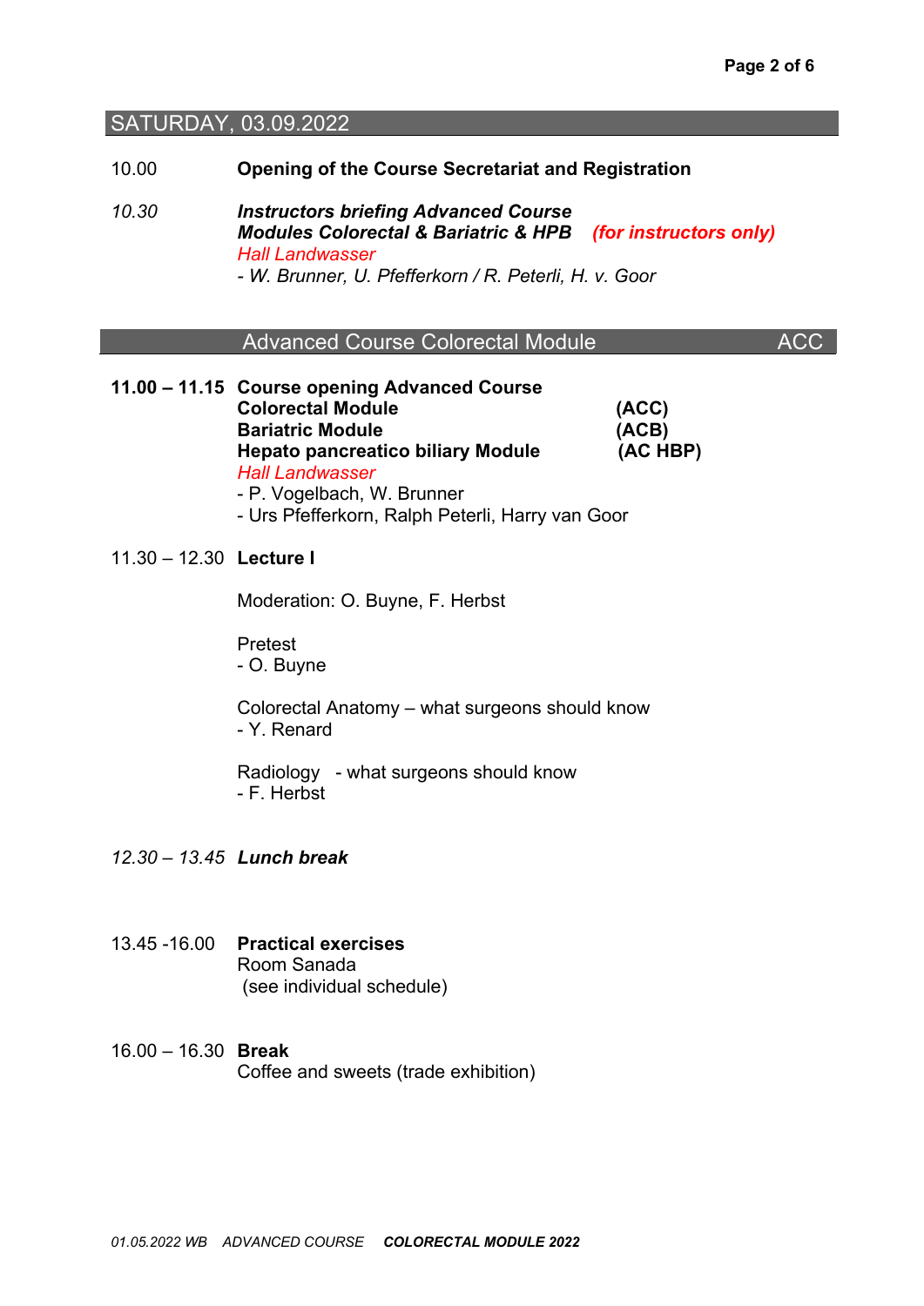## SATURDAY, 03.09.2022

10.00 **Opening of the Course Secretariat and Registration**

*10.30* ***Instructors briefing Advanced Course***
***Modules Colorectal & Bariatric & HPB*** ***(for instructors only)***
*Hall Landwasser*
*- W. Brunner, U. Pfefferkorn / R. Peterli, H. v. Goor*

## Advanced Course Colorectal Module — ACC

**11.00 – 11.15** **Course opening Advanced Course**
**Colorectal Module (ACC)**
**Bariatric Module (ACB)**
**Hepato pancreatico biliary Module (AC HBP)**
*Hall Landwasser*
- P. Vogelbach, W. Brunner
- Urs Pfefferkorn, Ralph Peterli, Harry van Goor

11.30 – 12.30 **Lecture I**

Moderation: O. Buyne, F. Herbst

Pretest
- O. Buyne

Colorectal Anatomy – what surgeons should know
- Y. Renard

Radiology - what surgeons should know
- F. Herbst

*12.30 – 13.45* ***Lunch break***

13.45 -16.00 **Practical exercises**
Room Sanada
(see individual schedule)

16.00 – 16.30 **Break**
Coffee and sweets (trade exhibition)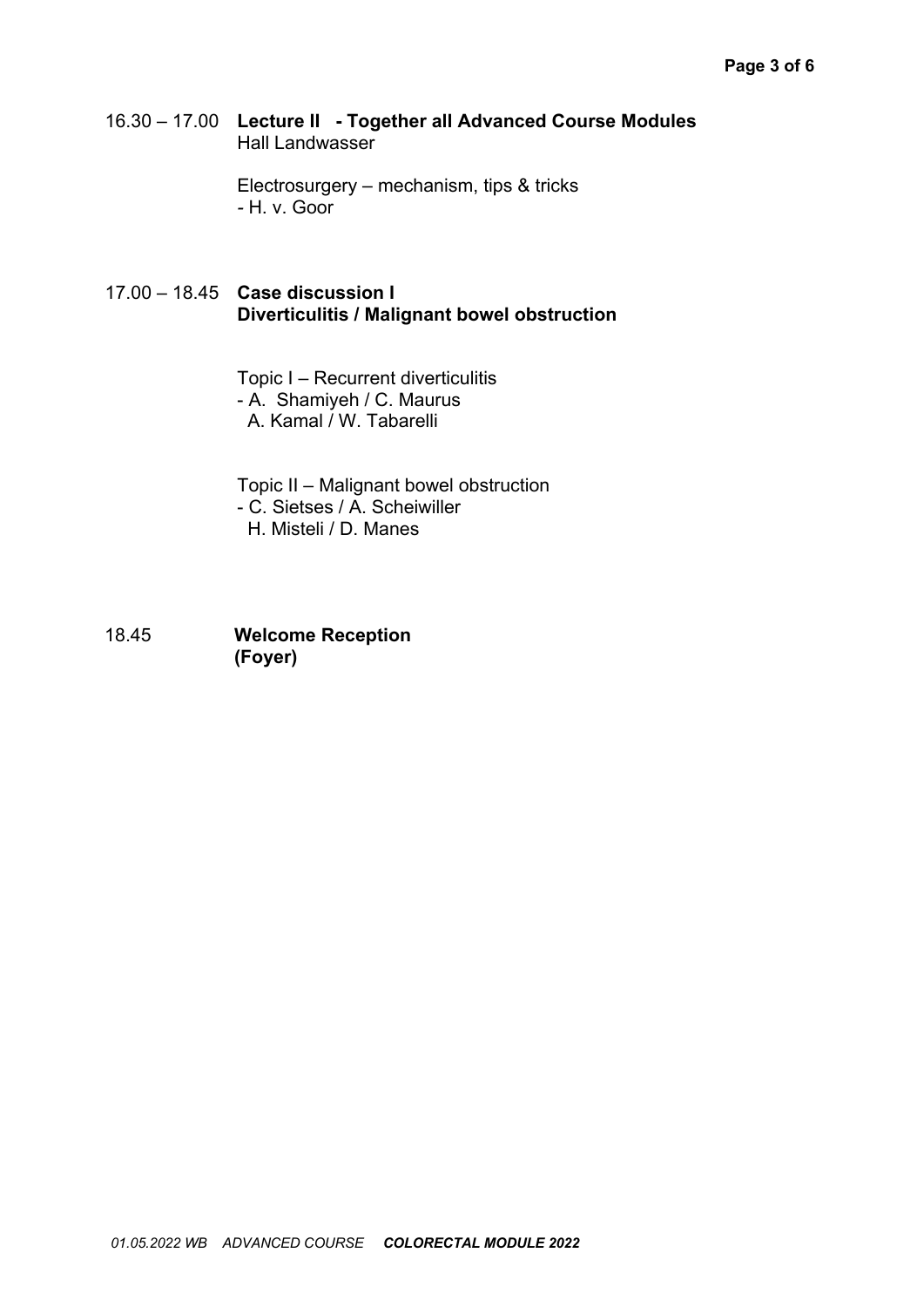16.30 – 17.00 **Lecture II - Together all Advanced Course Modules**
Hall Landwasser

Electrosurgery – mechanism, tips & tricks
- H. v. Goor

17.00 – 18.45 **Case discussion I**
**Diverticulitis / Malignant bowel obstruction**

Topic I – Recurrent diverticulitis
- A. Shamiyeh / C. Maurus
  A. Kamal / W. Tabarelli

Topic II – Malignant bowel obstruction
- C. Sietses / A. Scheiwiller
  H. Misteli / D. Manes

18.45 **Welcome Reception**
**(Foyer)**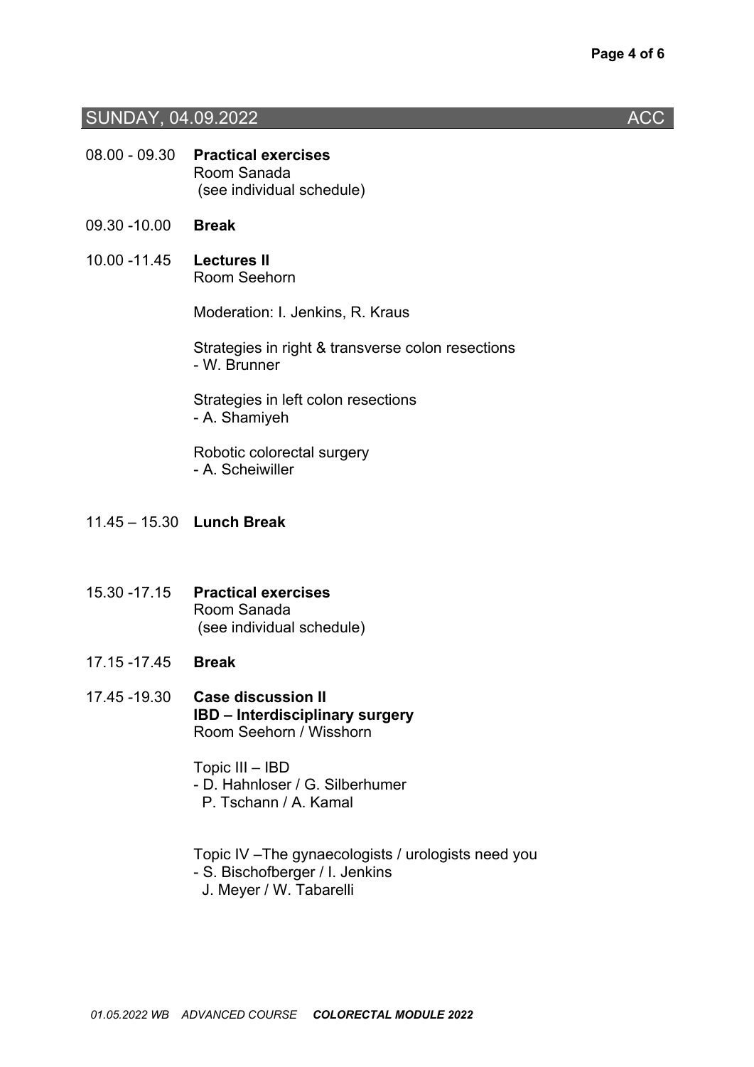## SUNDAY, 04.09.2022 ACC

08.00 - 09.30 **Practical exercises**
Room Sanada
(see individual schedule)

09.30 -10.00 **Break**

10.00 -11.45 **Lectures II**
Room Seehorn

Moderation: I. Jenkins, R. Kraus

Strategies in right & transverse colon resections
- W. Brunner

Strategies in left colon resections
- A. Shamiyeh

Robotic colorectal surgery
- A. Scheiwiller

11.45 – 15.30 **Lunch Break**

15.30 -17.15 **Practical exercises**
Room Sanada
(see individual schedule)

17.15 -17.45 **Break**

17.45 -19.30 **Case discussion II**
**IBD – Interdisciplinary surgery**
Room Seehorn / Wisshorn

Topic III – IBD
- D. Hahnloser / G. Silberhumer
P. Tschann / A. Kamal

Topic IV –The gynaecologists / urologists need you
- S. Bischofberger / I. Jenkins
J. Meyer / W. Tabarelli

*01.05.2022 WB ADVANCED COURSE* ***COLORECTAL MODULE 2022***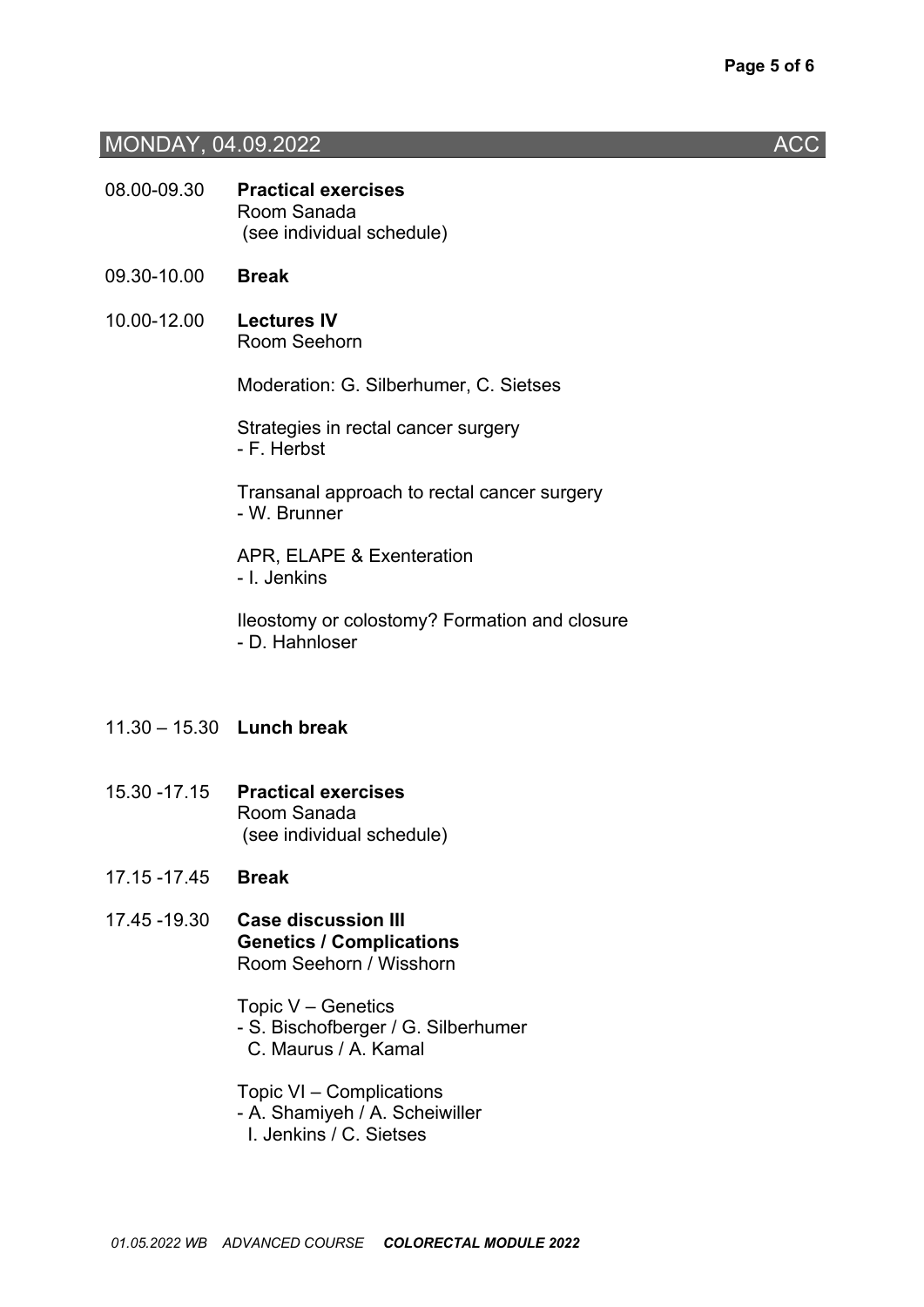## MONDAY, 04.09.2022 ACC

08.00-09.30 **Practical exercises**
Room Sanada
(see individual schedule)

09.30-10.00 **Break**

10.00-12.00 **Lectures IV**
Room Seehorn

Moderation: G. Silberhumer, C. Sietses

Strategies in rectal cancer surgery
- F. Herbst

Transanal approach to rectal cancer surgery
- W. Brunner

APR, ELAPE & Exenteration
- I. Jenkins

Ileostomy or colostomy? Formation and closure
- D. Hahnloser

11.30 – 15.30 **Lunch break**

15.30 -17.15 **Practical exercises**
Room Sanada
(see individual schedule)

17.15 -17.45 **Break**

17.45 -19.30 **Case discussion III**
**Genetics / Complications**
Room Seehorn / Wisshorn

Topic V – Genetics
- S. Bischofberger / G. Silberhumer
C. Maurus / A. Kamal

Topic VI – Complications
- A. Shamiyeh / A. Scheiwiller
I. Jenkins / C. Sietses

*01.05.2022 WB ADVANCED COURSE* ***COLORECTAL MODULE 2022***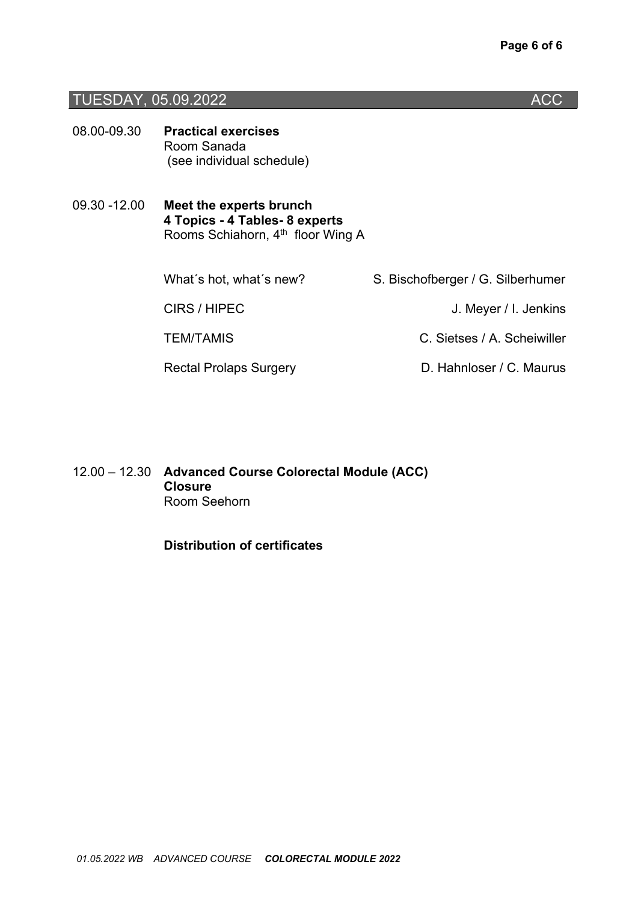## TUESDAY, 05.09.2022 ACC

08.00-09.30 **Practical exercises**
Room Sanada
(see individual schedule)

09.30 -12.00 **Meet the experts brunch**
**4 Topics - 4 Tables- 8 experts**
Rooms Schiahorn, 4th floor Wing A

| | |
|---|---|
| What´s hot, what´s new? | S. Bischofberger / G. Silberhumer |
| CIRS / HIPEC | J. Meyer / I. Jenkins |
| TEM/TAMIS | C. Sietses / A. Scheiwiller |
| Rectal Prolaps Surgery | D. Hahnloser / C. Maurus |

12.00 – 12.30 **Advanced Course Colorectal Module (ACC)**
**Closure**
Room Seehorn

**Distribution of certificates**

*01.05.2022 WB ADVANCED COURSE* ***COLORECTAL MODULE 2022***